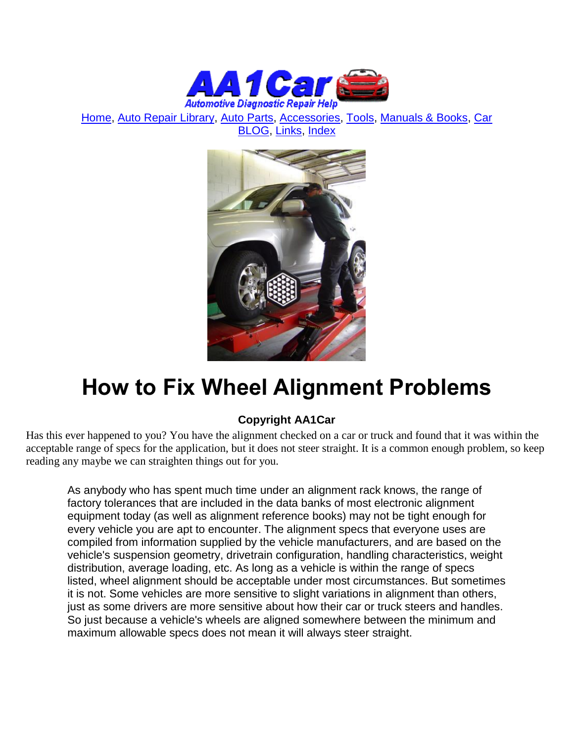Home, Auto Repair Library, Auto Parts, Accessories, Tools, Manuals & Books, Car BLOG, Links, Index

# How to Fix Wheel Alignment Problems

**Copyright AA1Car**

Has this ever happened to you? You have the alignment checked on a car or truck and found that it was within the acceptable range of specs for the application, but it does not steer straight. It is a common enough problem, so keep reading any maybe we can straighten things out for you.

> As anybody who has spent much time under an alignment rack knows, the range of factory tolerances that are included in the data banks of most electronic alignment equipment today (as well as alignment reference books) may not be tight enough for every vehicle you are apt to encounter. The alignment specs that everyone uses are compiled from information supplied by the vehicle manufacturers, and are based on the vehicle's suspension geometry, drivetrain configuration, handling characteristics, weight distribution, average loading, etc. As long as a vehicle is within the range of specs listed, wheel alignment should be acceptable under most circumstances. But sometimes it is not. Some vehicles are more sensitive to slight variations in alignment than others, just as some drivers are more sensitive about how their car or truck steers and handles. So just because a vehicle's wheels are aligned somewhere between the minimum and maximum allowable specs does not mean it will always steer straight.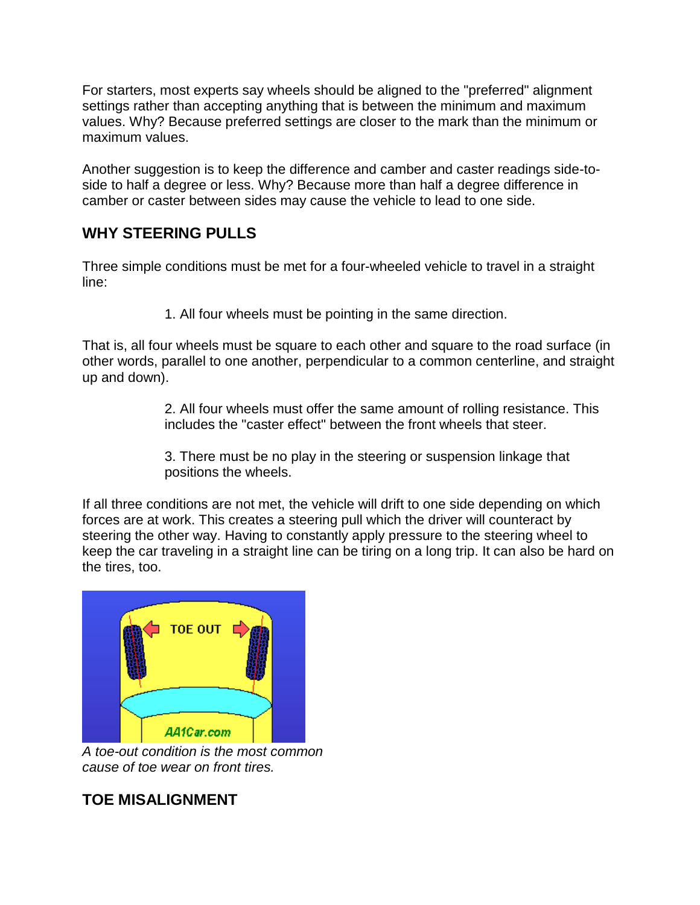For starters, most experts say wheels should be aligned to the "preferred" alignment settings rather than accepting anything that is between the minimum and maximum values. Why? Because preferred settings are closer to the mark than the minimum or maximum values.

Another suggestion is to keep the difference and camber and caster readings side-to-side to half a degree or less. Why? Because more than half a degree difference in camber or caster between sides may cause the vehicle to lead to one side.

## WHY STEERING PULLS

Three simple conditions must be met for a four-wheeled vehicle to travel in a straight line:

1. All four wheels must be pointing in the same direction.

That is, all four wheels must be square to each other and square to the road surface (in other words, parallel to one another, perpendicular to a common centerline, and straight up and down).

2. All four wheels must offer the same amount of rolling resistance. This includes the "caster effect" between the front wheels that steer.

3. There must be no play in the steering or suspension linkage that positions the wheels.

If all three conditions are not met, the vehicle will drift to one side depending on which forces are at work. This creates a steering pull which the driver will counteract by steering the other way. Having to constantly apply pressure to the steering wheel to keep the car traveling in a straight line can be tiring on a long trip. It can also be hard on the tires, too.

*A toe-out condition is the most common cause of toe wear on front tires.*

## TOE MISALIGNMENT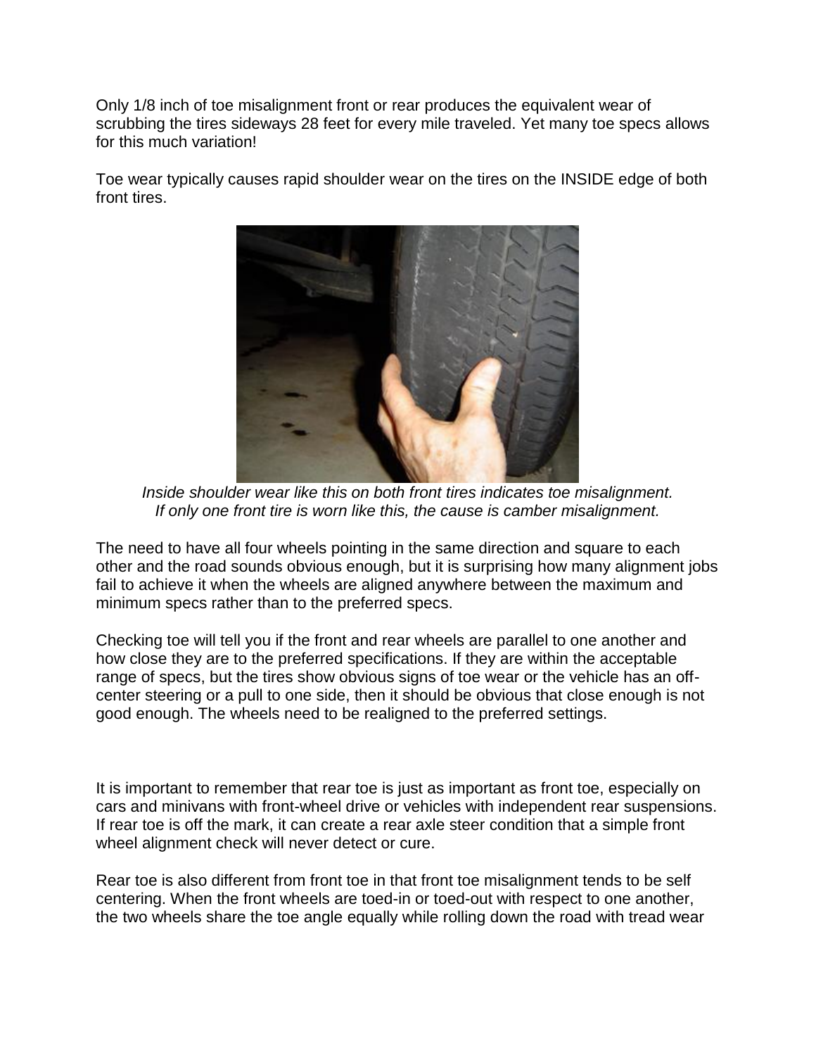Only 1/8 inch of toe misalignment front or rear produces the equivalent wear of scrubbing the tires sideways 28 feet for every mile traveled. Yet many toe specs allows for this much variation!

Toe wear typically causes rapid shoulder wear on the tires on the INSIDE edge of both front tires.

*Inside shoulder wear like this on both front tires indicates toe misalignment. If only one front tire is worn like this, the cause is camber misalignment.*

The need to have all four wheels pointing in the same direction and square to each other and the road sounds obvious enough, but it is surprising how many alignment jobs fail to achieve it when the wheels are aligned anywhere between the maximum and minimum specs rather than to the preferred specs.

Checking toe will tell you if the front and rear wheels are parallel to one another and how close they are to the preferred specifications. If they are within the acceptable range of specs, but the tires show obvious signs of toe wear or the vehicle has an off-center steering or a pull to one side, then it should be obvious that close enough is not good enough. The wheels need to be realigned to the preferred settings.

It is important to remember that rear toe is just as important as front toe, especially on cars and minivans with front-wheel drive or vehicles with independent rear suspensions. If rear toe is off the mark, it can create a rear axle steer condition that a simple front wheel alignment check will never detect or cure.

Rear toe is also different from front toe in that front toe misalignment tends to be self centering. When the front wheels are toed-in or toed-out with respect to one another, the two wheels share the toe angle equally while rolling down the road with tread wear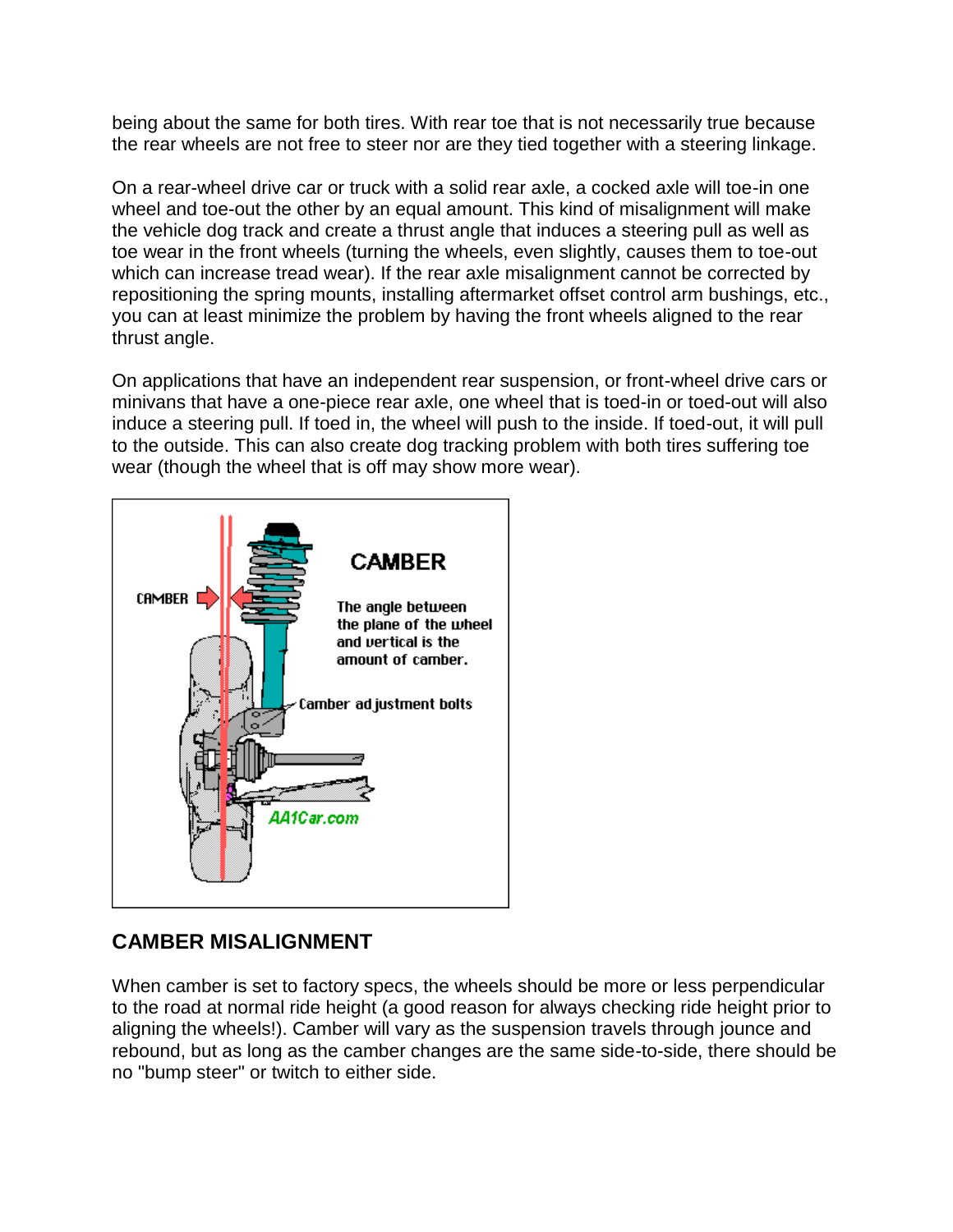being about the same for both tires. With rear toe that is not necessarily true because the rear wheels are not free to steer nor are they tied together with a steering linkage.

On a rear-wheel drive car or truck with a solid rear axle, a cocked axle will toe-in one wheel and toe-out the other by an equal amount. This kind of misalignment will make the vehicle dog track and create a thrust angle that induces a steering pull as well as toe wear in the front wheels (turning the wheels, even slightly, causes them to toe-out which can increase tread wear). If the rear axle misalignment cannot be corrected by repositioning the spring mounts, installing aftermarket offset control arm bushings, etc., you can at least minimize the problem by having the front wheels aligned to the rear thrust angle.

On applications that have an independent rear suspension, or front-wheel drive cars or minivans that have a one-piece rear axle, one wheel that is toed-in or toed-out will also induce a steering pull. If toed in, the wheel will push to the inside. If toed-out, it will pull to the outside. This can also create dog tracking problem with both tires suffering toe wear (though the wheel that is off may show more wear).

CAMBER

CAMBER

The angle between the plane of the wheel and vertical is the amount of camber.

Camber adjustment bolts

AA1Car.com

## CAMBER MISALIGNMENT

When camber is set to factory specs, the wheels should be more or less perpendicular to the road at normal ride height (a good reason for always checking ride height prior to aligning the wheels!). Camber will vary as the suspension travels through jounce and rebound, but as long as the camber changes are the same side-to-side, there should be no "bump steer" or twitch to either side.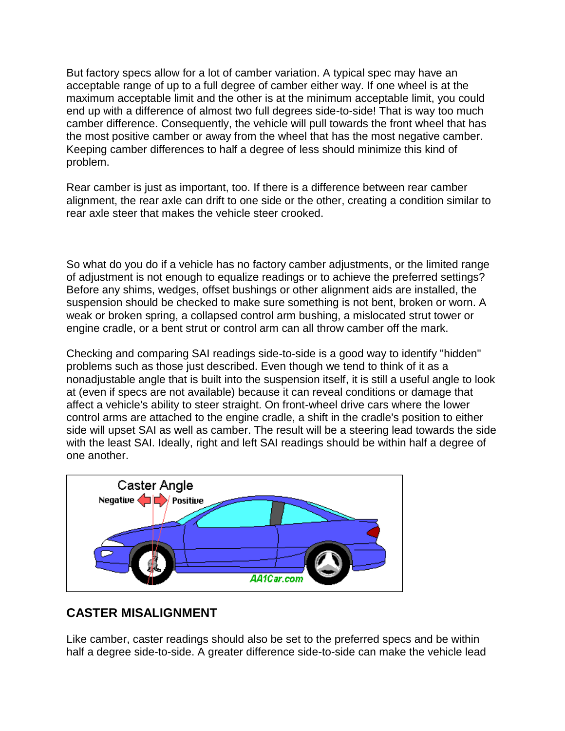But factory specs allow for a lot of camber variation. A typical spec may have an acceptable range of up to a full degree of camber either way. If one wheel is at the maximum acceptable limit and the other is at the minimum acceptable limit, you could end up with a difference of almost two full degrees side-to-side! That is way too much camber difference. Consequently, the vehicle will pull towards the front wheel that has the most positive camber or away from the wheel that has the most negative camber. Keeping camber differences to half a degree of less should minimize this kind of problem.

Rear camber is just as important, too. If there is a difference between rear camber alignment, the rear axle can drift to one side or the other, creating a condition similar to rear axle steer that makes the vehicle steer crooked.

So what do you do if a vehicle has no factory camber adjustments, or the limited range of adjustment is not enough to equalize readings or to achieve the preferred settings? Before any shims, wedges, offset bushings or other alignment aids are installed, the suspension should be checked to make sure something is not bent, broken or worn. A weak or broken spring, a collapsed control arm bushing, a mislocated strut tower or engine cradle, or a bent strut or control arm can all throw camber off the mark.

Checking and comparing SAI readings side-to-side is a good way to identify "hidden" problems such as those just described. Even though we tend to think of it as a nonadjustable angle that is built into the suspension itself, it is still a useful angle to look at (even if specs are not available) because it can reveal conditions or damage that affect a vehicle's ability to steer straight. On front-wheel drive cars where the lower control arms are attached to the engine cradle, a shift in the cradle's position to either side will upset SAI as well as camber. The result will be a steering lead towards the side with the least SAI. Ideally, right and left SAI readings should be within half a degree of one another.

Caster Angle

Negative Positive

AA1Car.com

## CASTER MISALIGNMENT

Like camber, caster readings should also be set to the preferred specs and be within half a degree side-to-side. A greater difference side-to-side can make the vehicle lead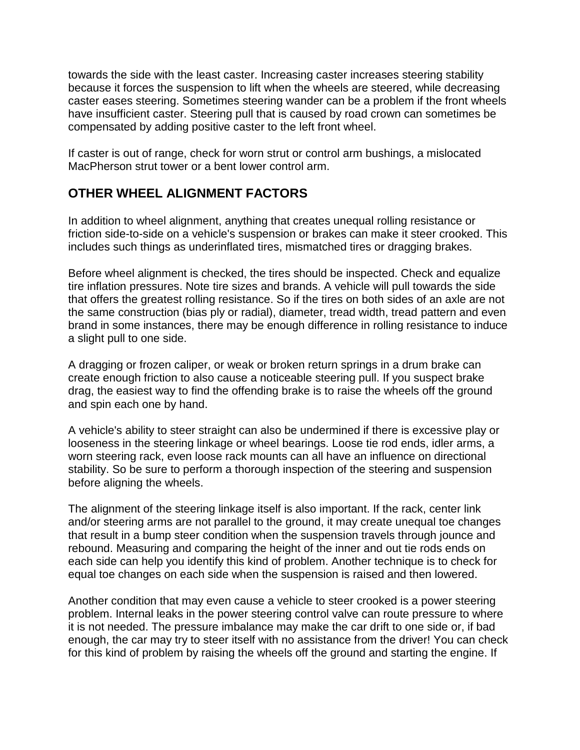towards the side with the least caster. Increasing caster increases steering stability because it forces the suspension to lift when the wheels are steered, while decreasing caster eases steering. Sometimes steering wander can be a problem if the front wheels have insufficient caster. Steering pull that is caused by road crown can sometimes be compensated by adding positive caster to the left front wheel.

If caster is out of range, check for worn strut or control arm bushings, a mislocated MacPherson strut tower or a bent lower control arm.

## OTHER WHEEL ALIGNMENT FACTORS

In addition to wheel alignment, anything that creates unequal rolling resistance or friction side-to-side on a vehicle's suspension or brakes can make it steer crooked. This includes such things as underinflated tires, mismatched tires or dragging brakes.

Before wheel alignment is checked, the tires should be inspected. Check and equalize tire inflation pressures. Note tire sizes and brands. A vehicle will pull towards the side that offers the greatest rolling resistance. So if the tires on both sides of an axle are not the same construction (bias ply or radial), diameter, tread width, tread pattern and even brand in some instances, there may be enough difference in rolling resistance to induce a slight pull to one side.

A dragging or frozen caliper, or weak or broken return springs in a drum brake can create enough friction to also cause a noticeable steering pull. If you suspect brake drag, the easiest way to find the offending brake is to raise the wheels off the ground and spin each one by hand.

A vehicle's ability to steer straight can also be undermined if there is excessive play or looseness in the steering linkage or wheel bearings. Loose tie rod ends, idler arms, a worn steering rack, even loose rack mounts can all have an influence on directional stability. So be sure to perform a thorough inspection of the steering and suspension before aligning the wheels.

The alignment of the steering linkage itself is also important. If the rack, center link and/or steering arms are not parallel to the ground, it may create unequal toe changes that result in a bump steer condition when the suspension travels through jounce and rebound. Measuring and comparing the height of the inner and out tie rods ends on each side can help you identify this kind of problem. Another technique is to check for equal toe changes on each side when the suspension is raised and then lowered.

Another condition that may even cause a vehicle to steer crooked is a power steering problem. Internal leaks in the power steering control valve can route pressure to where it is not needed. The pressure imbalance may make the car drift to one side or, if bad enough, the car may try to steer itself with no assistance from the driver! You can check for this kind of problem by raising the wheels off the ground and starting the engine. If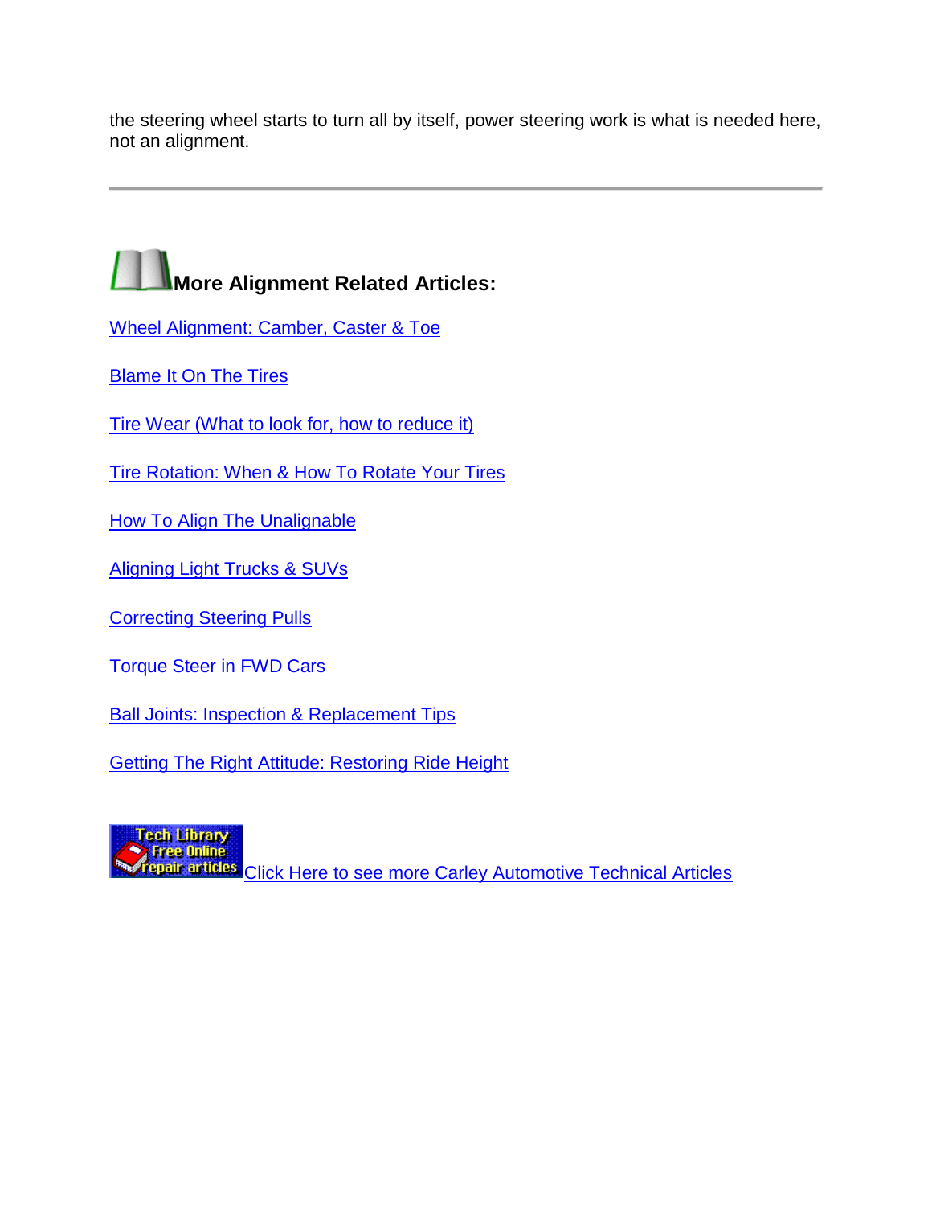the steering wheel starts to turn all by itself, power steering work is what is needed here, not an alignment.

---

## More Alignment Related Articles:

Wheel Alignment: Camber, Caster & Toe

Blame It On The Tires

Tire Wear (What to look for, how to reduce it)

Tire Rotation: When & How To Rotate Your Tires

How To Align The Unalignable

Aligning Light Trucks & SUVs

Correcting Steering Pulls

Torque Steer in FWD Cars

Ball Joints: Inspection & Replacement Tips

Getting The Right Attitude: Restoring Ride Height

Click Here to see more Carley Automotive Technical Articles